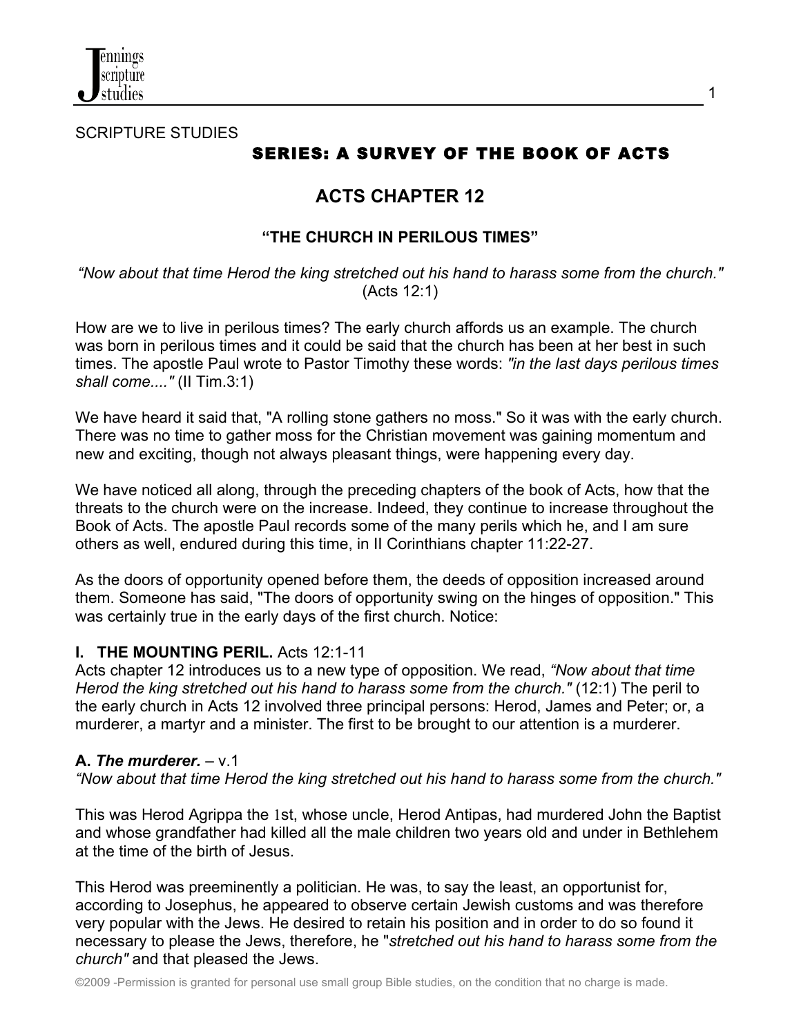SCRIPTURE STUDIES

## SERIES: A SURVEY OF THE BOOK OF ACTS

# ACTS CHAPTER 12

### "THE CHURCH IN PERILOUS TIMES"

*"Now about that time Herod the king stretched out his hand to harass some from the church."* (Acts 12:1)

How are we to live in perilous times? The early church affords us an example. The church was born in perilous times and it could be said that the church has been at her best in such times. The apostle Paul wrote to Pastor Timothy these words: *"in the last days perilous times shall come...."* (II Tim.3:1)

We have heard it said that, "A rolling stone gathers no moss." So it was with the early church. There was no time to gather moss for the Christian movement was gaining momentum and new and exciting, though not always pleasant things, were happening every day.

We have noticed all along, through the preceding chapters of the book of Acts, how that the threats to the church were on the increase. Indeed, they continue to increase throughout the Book of Acts. The apostle Paul records some of the many perils which he, and I am sure others as well, endured during this time, in II Corinthians chapter 11:22-27.

As the doors of opportunity opened before them, the deeds of opposition increased around them. Someone has said, "The doors of opportunity swing on the hinges of opposition." This was certainly true in the early days of the first church. Notice:

**I. THE MOUNTING PERIL.** Acts 12:1-11

Acts chapter 12 introduces us to a new type of opposition. We read, *"Now about that time Herod the king stretched out his hand to harass some from the church."* (12:1) The peril to the early church in Acts 12 involved three principal persons: Herod, James and Peter; or, a murderer, a martyr and a minister. The first to be brought to our attention is a murderer.

**A. *The murderer.*** – v.1

*"Now about that time Herod the king stretched out his hand to harass some from the church."*

This was Herod Agrippa the 1st, whose uncle, Herod Antipas, had murdered John the Baptist and whose grandfather had killed all the male children two years old and under in Bethlehem at the time of the birth of Jesus.

This Herod was preeminently a politician. He was, to say the least, an opportunist for, according to Josephus, he appeared to observe certain Jewish customs and was therefore very popular with the Jews. He desired to retain his position and in order to do so found it necessary to please the Jews, therefore, he "*stretched out his hand to harass some from the church"* and that pleased the Jews.

©2009 -Permission is granted for personal use small group Bible studies, on the condition that no charge is made.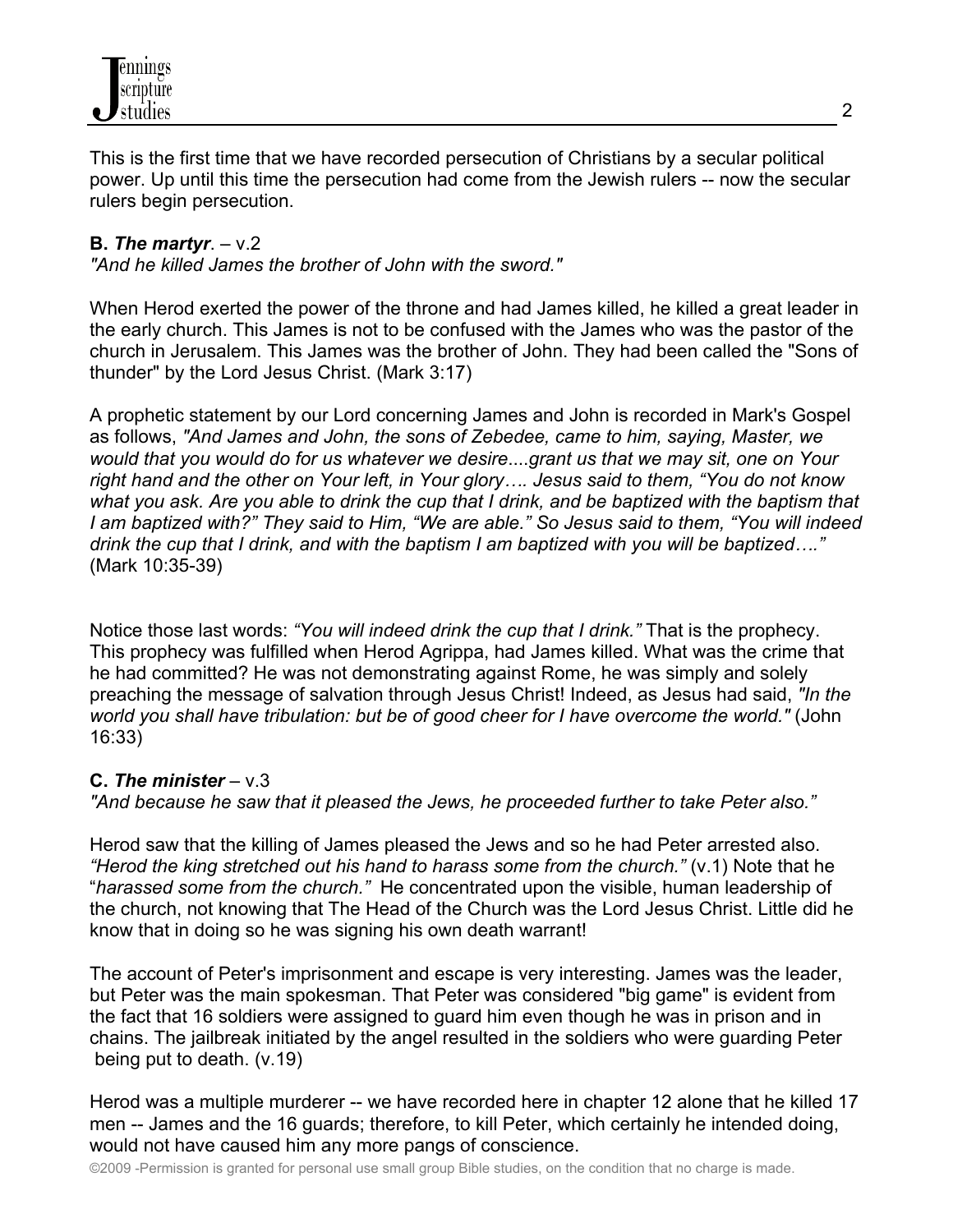This is the first time that we have recorded persecution of Christians by a secular political power. Up until this time the persecution had come from the Jewish rulers -- now the secular rulers begin persecution.

**B. *The martyr*.** – v.2
*"And he killed James the brother of John with the sword."*

When Herod exerted the power of the throne and had James killed, he killed a great leader in the early church. This James is not to be confused with the James who was the pastor of the church in Jerusalem. This James was the brother of John. They had been called the "Sons of thunder" by the Lord Jesus Christ. (Mark 3:17)

A prophetic statement by our Lord concerning James and John is recorded in Mark's Gospel as follows, *"And James and John, the sons of Zebedee, came to him, saying, Master, we would that you would do for us whatever we desire....grant us that we may sit, one on Your right hand and the other on Your left, in Your glory…. Jesus said to them, "You do not know what you ask. Are you able to drink the cup that I drink, and be baptized with the baptism that I am baptized with?" They said to Him, "We are able." So Jesus said to them, "You will indeed drink the cup that I drink, and with the baptism I am baptized with you will be baptized…."* (Mark 10:35-39)

Notice those last words: *"You will indeed drink the cup that I drink."* That is the prophecy. This prophecy was fulfilled when Herod Agrippa, had James killed. What was the crime that he had committed? He was not demonstrating against Rome, he was simply and solely preaching the message of salvation through Jesus Christ! Indeed, as Jesus had said, *"In the world you shall have tribulation: but be of good cheer for I have overcome the world."* (John 16:33)

**C. *The minister*** – v.3
*"And because he saw that it pleased the Jews, he proceeded further to take Peter also."*

Herod saw that the killing of James pleased the Jews and so he had Peter arrested also. *"Herod the king stretched out his hand to harass some from the church."* (v.1) Note that he "*harassed some from the church."* He concentrated upon the visible, human leadership of the church, not knowing that The Head of the Church was the Lord Jesus Christ. Little did he know that in doing so he was signing his own death warrant!

The account of Peter's imprisonment and escape is very interesting. James was the leader, but Peter was the main spokesman. That Peter was considered "big game" is evident from the fact that 16 soldiers were assigned to guard him even though he was in prison and in chains. The jailbreak initiated by the angel resulted in the soldiers who were guarding Peter being put to death. (v.19)

Herod was a multiple murderer -- we have recorded here in chapter 12 alone that he killed 17 men -- James and the 16 guards; therefore, to kill Peter, which certainly he intended doing, would not have caused him any more pangs of conscience.

©2009 -Permission is granted for personal use small group Bible studies, on the condition that no charge is made.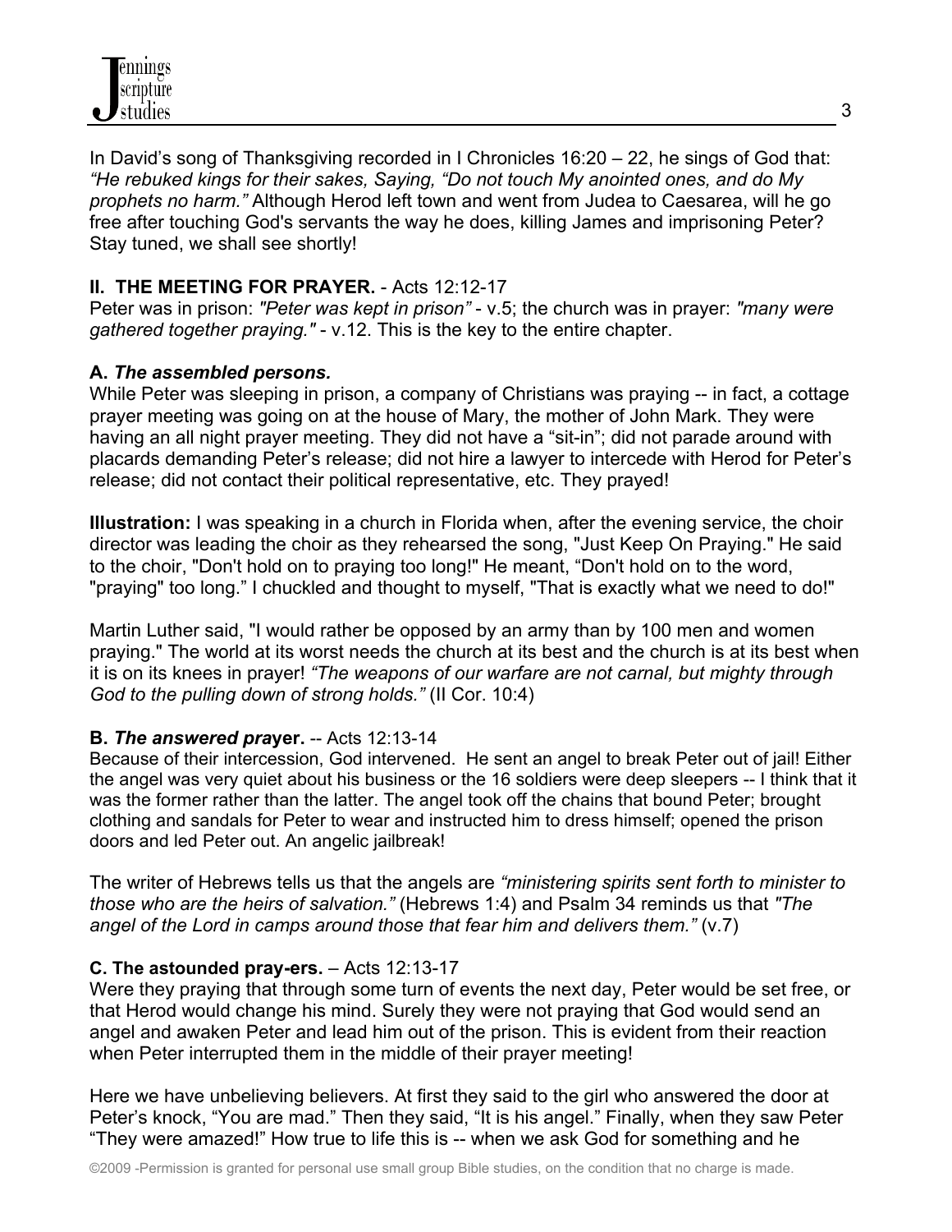In David's song of Thanksgiving recorded in I Chronicles 16:20 – 22, he sings of God that: *"He rebuked kings for their sakes, Saying, "Do not touch My anointed ones, and do My prophets no harm."* Although Herod left town and went from Judea to Caesarea, will he go free after touching God's servants the way he does, killing James and imprisoning Peter? Stay tuned, we shall see shortly!

**II. THE MEETING FOR PRAYER.** - Acts 12:12-17

Peter was in prison: *"Peter was kept in prison"* - v.5; the church was in prayer: *"many were gathered together praying."* - v.12. This is the key to the entire chapter.

**A.** ***The assembled persons.***

While Peter was sleeping in prison, a company of Christians was praying -- in fact, a cottage prayer meeting was going on at the house of Mary, the mother of John Mark. They were having an all night prayer meeting. They did not have a "sit-in"; did not parade around with placards demanding Peter's release; did not hire a lawyer to intercede with Herod for Peter's release; did not contact their political representative, etc. They prayed!

**Illustration:** I was speaking in a church in Florida when, after the evening service, the choir director was leading the choir as they rehearsed the song, "Just Keep On Praying." He said to the choir, "Don't hold on to praying too long!" He meant, "Don't hold on to the word, "praying" too long." I chuckled and thought to myself, "That is exactly what we need to do!"

Martin Luther said, "I would rather be opposed by an army than by 100 men and women praying." The world at its worst needs the church at its best and the church is at its best when it is on its knees in prayer! *"The weapons of our warfare are not carnal, but mighty through God to the pulling down of strong holds."* (II Cor. 10:4)

**B.** ***The answered pra*****yer.** -- Acts 12:13-14

Because of their intercession, God intervened. He sent an angel to break Peter out of jail! Either the angel was very quiet about his business or the 16 soldiers were deep sleepers -- I think that it was the former rather than the latter. The angel took off the chains that bound Peter; brought clothing and sandals for Peter to wear and instructed him to dress himself; opened the prison doors and led Peter out. An angelic jailbreak!

The writer of Hebrews tells us that the angels are *"ministering spirits sent forth to minister to those who are the heirs of salvation."* (Hebrews 1:4) and Psalm 34 reminds us that *"The angel of the Lord in camps around those that fear him and delivers them."* (v.7)

**C. The astounded pray-ers.** – Acts 12:13-17

Were they praying that through some turn of events the next day, Peter would be set free, or that Herod would change his mind. Surely they were not praying that God would send an angel and awaken Peter and lead him out of the prison. This is evident from their reaction when Peter interrupted them in the middle of their prayer meeting!

Here we have unbelieving believers. At first they said to the girl who answered the door at Peter's knock, "You are mad." Then they said, "It is his angel." Finally, when they saw Peter "They were amazed!" How true to life this is -- when we ask God for something and he

©2009 -Permission is granted for personal use small group Bible studies, on the condition that no charge is made.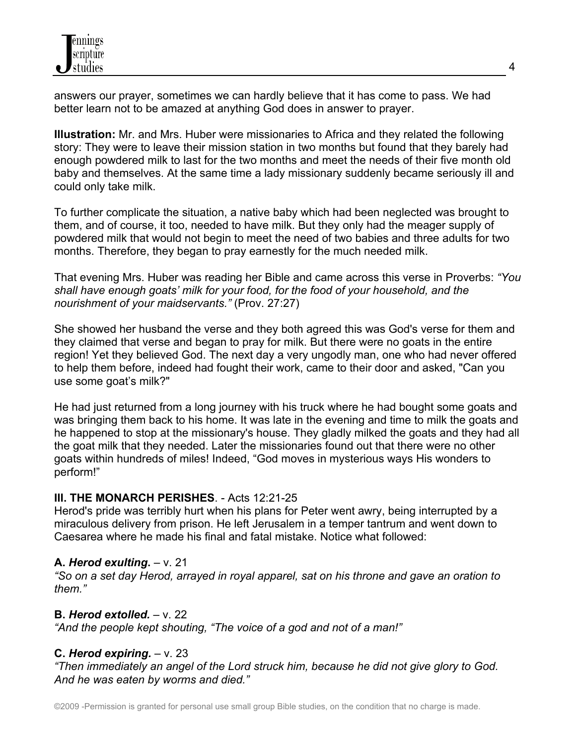answers our prayer, sometimes we can hardly believe that it has come to pass. We had better learn not to be amazed at anything God does in answer to prayer.

**Illustration:** Mr. and Mrs. Huber were missionaries to Africa and they related the following story: They were to leave their mission station in two months but found that they barely had enough powdered milk to last for the two months and meet the needs of their five month old baby and themselves. At the same time a lady missionary suddenly became seriously ill and could only take milk.

To further complicate the situation, a native baby which had been neglected was brought to them, and of course, it too, needed to have milk. But they only had the meager supply of powdered milk that would not begin to meet the need of two babies and three adults for two months. Therefore, they began to pray earnestly for the much needed milk.

That evening Mrs. Huber was reading her Bible and came across this verse in Proverbs: *"You shall have enough goats' milk for your food, for the food of your household, and the nourishment of your maidservants."* (Prov. 27:27)

She showed her husband the verse and they both agreed this was God's verse for them and they claimed that verse and began to pray for milk. But there were no goats in the entire region! Yet they believed God. The next day a very ungodly man, one who had never offered to help them before, indeed had fought their work, came to their door and asked, "Can you use some goat's milk?"

He had just returned from a long journey with his truck where he had bought some goats and was bringing them back to his home. It was late in the evening and time to milk the goats and he happened to stop at the missionary's house. They gladly milked the goats and they had all the goat milk that they needed. Later the missionaries found out that there were no other goats within hundreds of miles! Indeed, "God moves in mysterious ways His wonders to perform!"

**III. THE MONARCH PERISHES**. - Acts 12:21-25

Herod's pride was terribly hurt when his plans for Peter went awry, being interrupted by a miraculous delivery from prison. He left Jerusalem in a temper tantrum and went down to Caesarea where he made his final and fatal mistake. Notice what followed:

**A. *Herod exulting.*** – v. 21

*"So on a set day Herod, arrayed in royal apparel, sat on his throne and gave an oration to them."*

**B. *Herod extolled.*** – v. 22

*"And the people kept shouting, "The voice of a god and not of a man!"*

**C. *Herod expiring.*** – v. 23

*"Then immediately an angel of the Lord struck him, because he did not give glory to God. And he was eaten by worms and died."*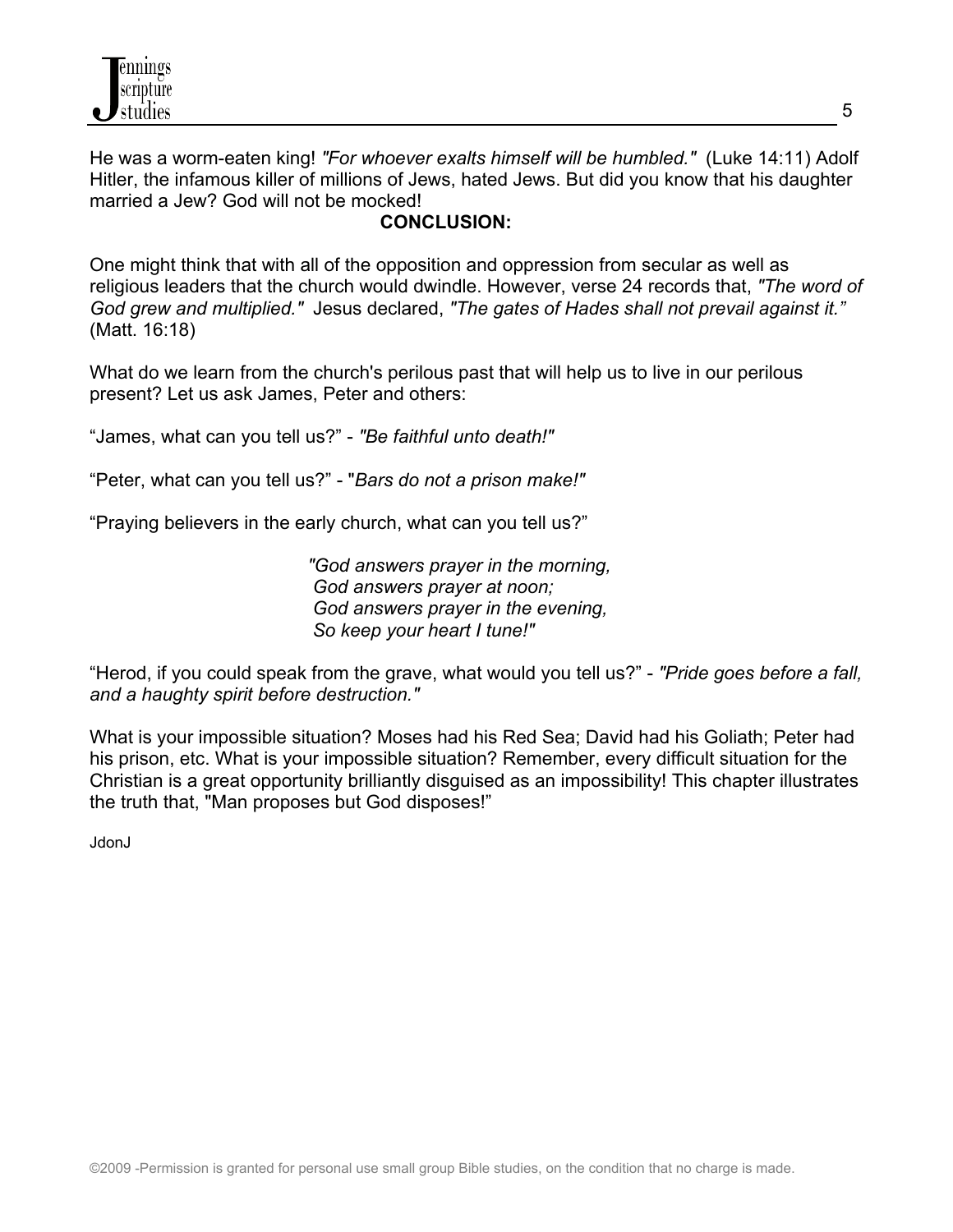He was a worm-eaten king! *"For whoever exalts himself will be humbled."* (Luke 14:11) Adolf Hitler, the infamous killer of millions of Jews, hated Jews. But did you know that his daughter married a Jew? God will not be mocked!

**CONCLUSION:**

One might think that with all of the opposition and oppression from secular as well as religious leaders that the church would dwindle. However, verse 24 records that, *"The word of God grew and multiplied."* Jesus declared, *"The gates of Hades shall not prevail against it."* (Matt. 16:18)

What do we learn from the church's perilous past that will help us to live in our perilous present? Let us ask James, Peter and others:

"James, what can you tell us?" - *"Be faithful unto death!"*

"Peter, what can you tell us?" - "*Bars do not a prison make!"*

"Praying believers in the early church, what can you tell us?"

> *"God answers prayer in the morning,*
> *God answers prayer at noon;*
> *God answers prayer in the evening,*
> *So keep your heart I tune!"*

"Herod, if you could speak from the grave, what would you tell us?" - *"Pride goes before a fall, and a haughty spirit before destruction."*

What is your impossible situation? Moses had his Red Sea; David had his Goliath; Peter had his prison, etc. What is your impossible situation? Remember, every difficult situation for the Christian is a great opportunity brilliantly disguised as an impossibility! This chapter illustrates the truth that, "Man proposes but God disposes!"

JdonJ